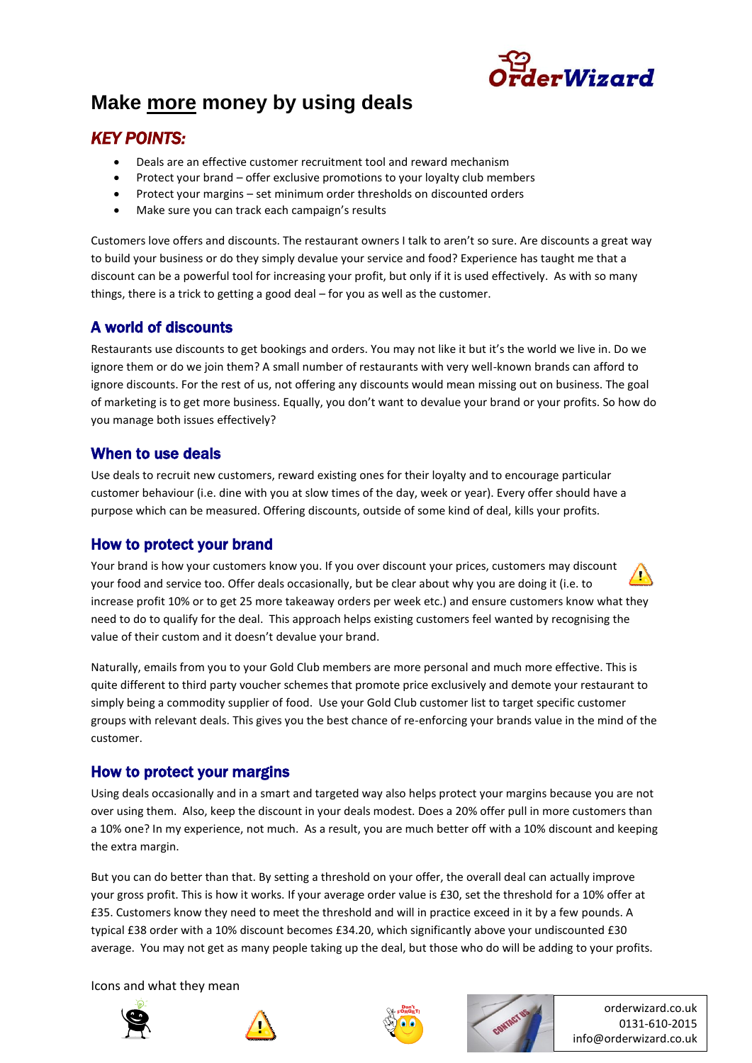# Make <u>more</u> money by using deals

## *KEY POINTS:*

- Deals are an effective customer recruitment tool and reward mechanism
- Protect your brand – offer exclusive promotions to your loyalty club members
- Protect your margins – set minimum order thresholds on discounted orders
- Make sure you can track each campaign's results

Customers love offers and discounts. The restaurant owners I talk to aren't so sure. Are discounts a great way to build your business or do they simply devalue your service and food? Experience has taught me that a discount can be a powerful tool for increasing your profit, but only if it is used effectively. As with so many things, there is a trick to getting a good deal – for you as well as the customer.

## A world of discounts

Restaurants use discounts to get bookings and orders. You may not like it but it's the world we live in. Do we ignore them or do we join them? A small number of restaurants with very well-known brands can afford to ignore discounts. For the rest of us, not offering any discounts would mean missing out on business. The goal of marketing is to get more business. Equally, you don't want to devalue your brand or your profits. So how do you manage both issues effectively?

## When to use deals

Use deals to recruit new customers, reward existing ones for their loyalty and to encourage particular customer behaviour (i.e. dine with you at slow times of the day, week or year). Every offer should have a purpose which can be measured. Offering discounts, outside of some kind of deal, kills your profits.

## How to protect your brand

Your brand is how your customers know you. If you over discount your prices, customers may discount your food and service too. Offer deals occasionally, but be clear about why you are doing it (i.e. to increase profit 10% or to get 25 more takeaway orders per week etc.) and ensure customers know what they need to do to qualify for the deal. This approach helps existing customers feel wanted by recognising the value of their custom and it doesn't devalue your brand.

Naturally, emails from you to your Gold Club members are more personal and much more effective. This is quite different to third party voucher schemes that promote price exclusively and demote your restaurant to simply being a commodity supplier of food. Use your Gold Club customer list to target specific customer groups with relevant deals. This gives you the best chance of re-enforcing your brands value in the mind of the customer.

## How to protect your margins

Using deals occasionally and in a smart and targeted way also helps protect your margins because you are not over using them. Also, keep the discount in your deals modest. Does a 20% offer pull in more customers than a 10% one? In my experience, not much. As a result, you are much better off with a 10% discount and keeping the extra margin.

But you can do better than that. By setting a threshold on your offer, the overall deal can actually improve your gross profit. This is how it works. If your average order value is £30, set the threshold for a 10% offer at £35. Customers know they need to meet the threshold and will in practice exceed in it by a few pounds. A typical £38 order with a 10% discount becomes £34.20, which significantly above your undiscounted £30 average. You may not get as many people taking up the deal, but those who do will be adding to your profits.

Icons and what they mean

orderwizard.co.uk
0131-610-2015
info@orderwizard.co.uk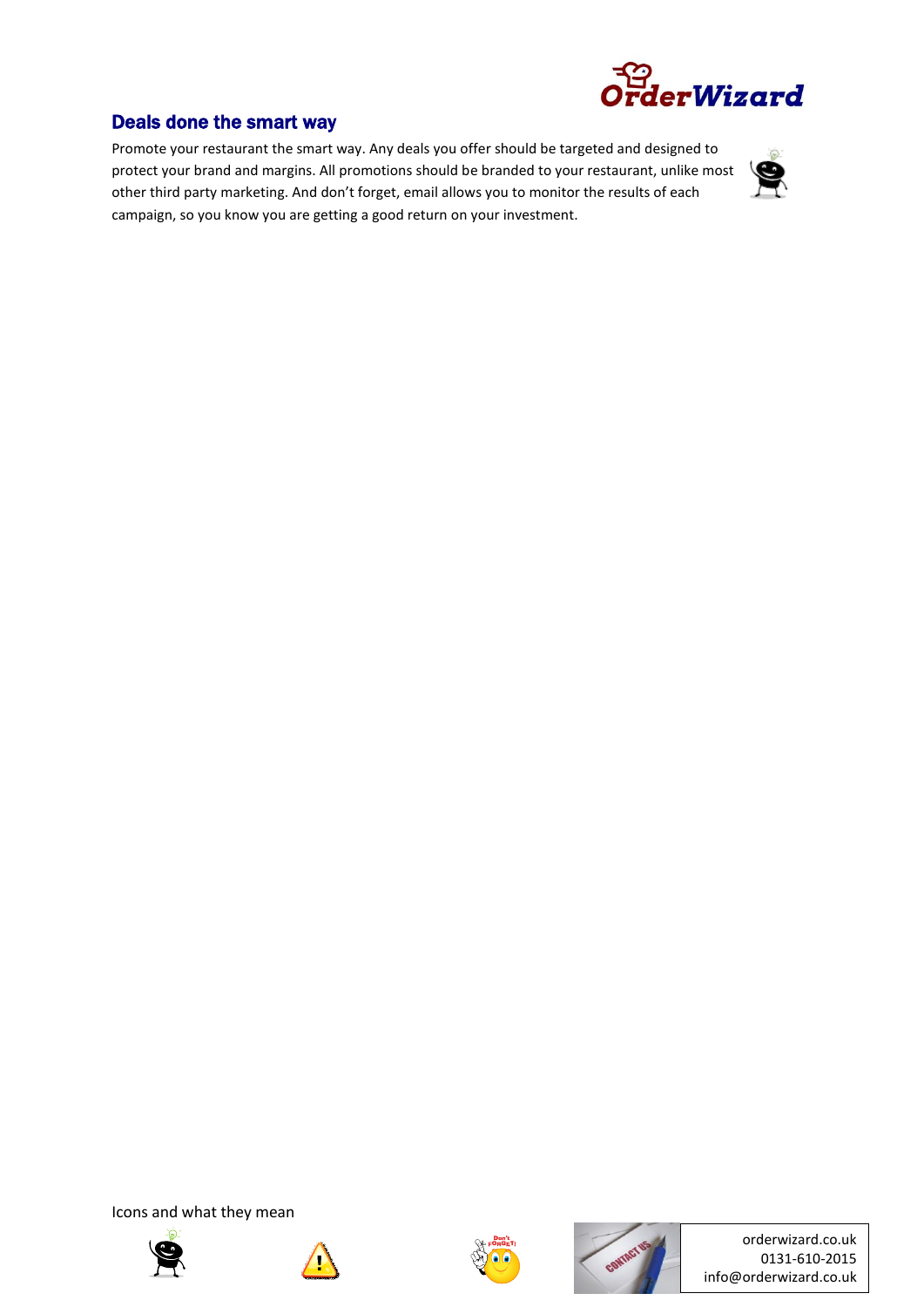## Deals done the smart way

Promote your restaurant the smart way. Any deals you offer should be targeted and designed to protect your brand and margins. All promotions should be branded to your restaurant, unlike most other third party marketing. And don't forget, email allows you to monitor the results of each campaign, so you know you are getting a good return on your investment.

Icons and what they mean

orderwizard.co.uk
0131-610-2015
info@orderwizard.co.uk